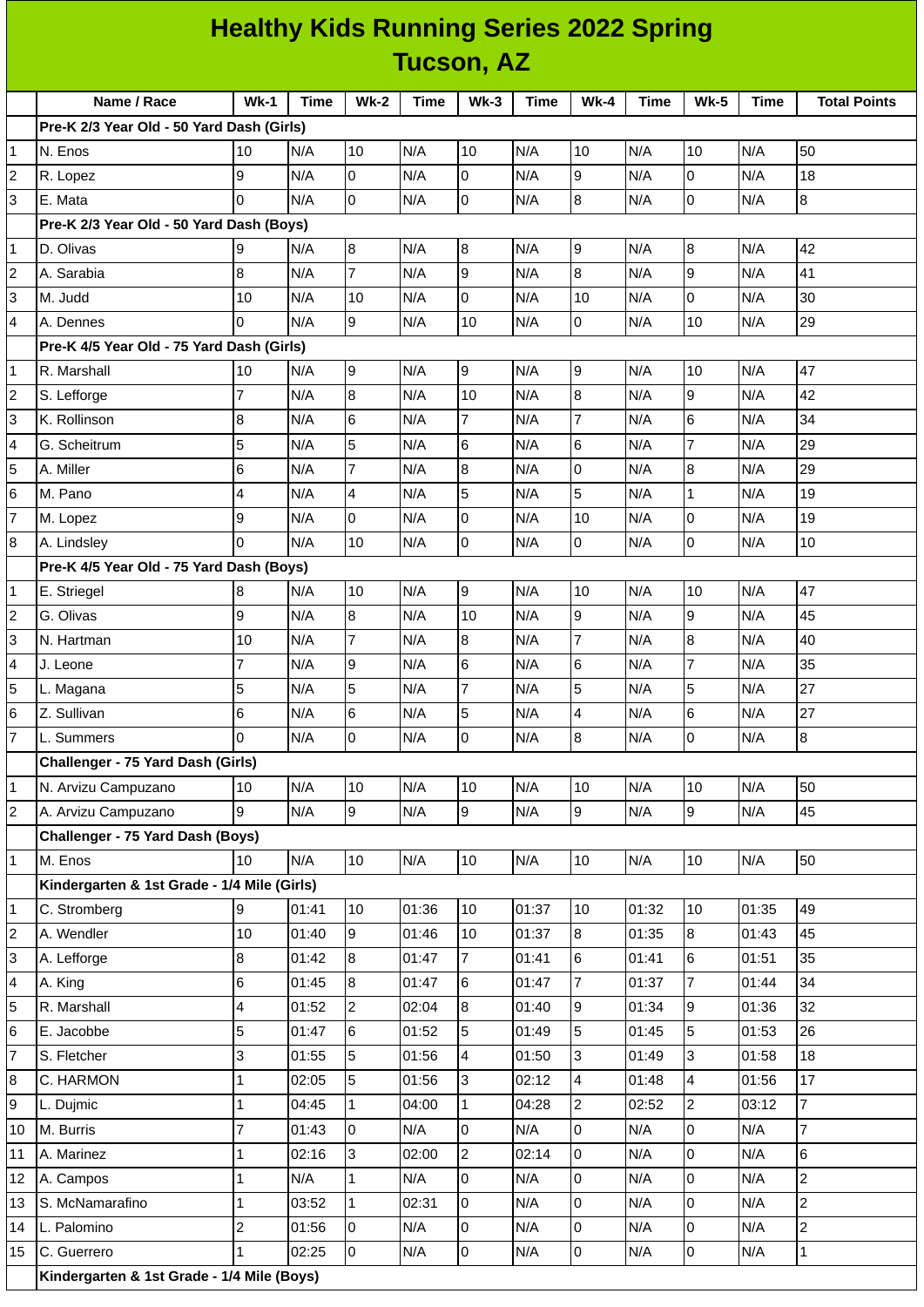# Healthy Kids Running Series 2022 Spring
## Tucson, AZ

| | Name / Race | Wk-1 | Time | Wk-2 | Time | Wk-3 | Time | Wk-4 | Time | Wk-5 | Time | Total Points |
|---|---|---|---|---|---|---|---|---|---|---|---|---|
| | **Pre-K 2/3 Year Old - 50 Yard Dash (Girls)** | | | | | | | | | | | |
| 1 | N. Enos | 10 | N/A | 10 | N/A | 10 | N/A | 10 | N/A | 10 | N/A | 50 |
| 2 | R. Lopez | 9 | N/A | 0 | N/A | 0 | N/A | 9 | N/A | 0 | N/A | 18 |
| 3 | E. Mata | 0 | N/A | 0 | N/A | 0 | N/A | 8 | N/A | 0 | N/A | 8 |
| | **Pre-K 2/3 Year Old - 50 Yard Dash (Boys)** | | | | | | | | | | | |
| 1 | D. Olivas | 9 | N/A | 8 | N/A | 8 | N/A | 9 | N/A | 8 | N/A | 42 |
| 2 | A. Sarabia | 8 | N/A | 7 | N/A | 9 | N/A | 8 | N/A | 9 | N/A | 41 |
| 3 | M. Judd | 10 | N/A | 10 | N/A | 0 | N/A | 10 | N/A | 0 | N/A | 30 |
| 4 | A. Dennes | 0 | N/A | 9 | N/A | 10 | N/A | 0 | N/A | 10 | N/A | 29 |
| | **Pre-K 4/5 Year Old - 75 Yard Dash (Girls)** | | | | | | | | | | | |
| 1 | R. Marshall | 10 | N/A | 9 | N/A | 9 | N/A | 9 | N/A | 10 | N/A | 47 |
| 2 | S. Lefforge | 7 | N/A | 8 | N/A | 10 | N/A | 8 | N/A | 9 | N/A | 42 |
| 3 | K. Rollinson | 8 | N/A | 6 | N/A | 7 | N/A | 7 | N/A | 6 | N/A | 34 |
| 4 | G. Scheitrum | 5 | N/A | 5 | N/A | 6 | N/A | 6 | N/A | 7 | N/A | 29 |
| 5 | A. Miller | 6 | N/A | 7 | N/A | 8 | N/A | 0 | N/A | 8 | N/A | 29 |
| 6 | M. Pano | 4 | N/A | 4 | N/A | 5 | N/A | 5 | N/A | 1 | N/A | 19 |
| 7 | M. Lopez | 9 | N/A | 0 | N/A | 0 | N/A | 10 | N/A | 0 | N/A | 19 |
| 8 | A. Lindsley | 0 | N/A | 10 | N/A | 0 | N/A | 0 | N/A | 0 | N/A | 10 |
| | **Pre-K 4/5 Year Old - 75 Yard Dash (Boys)** | | | | | | | | | | | |
| 1 | E. Striegel | 8 | N/A | 10 | N/A | 9 | N/A | 10 | N/A | 10 | N/A | 47 |
| 2 | G. Olivas | 9 | N/A | 8 | N/A | 10 | N/A | 9 | N/A | 9 | N/A | 45 |
| 3 | N. Hartman | 10 | N/A | 7 | N/A | 8 | N/A | 7 | N/A | 8 | N/A | 40 |
| 4 | J. Leone | 7 | N/A | 9 | N/A | 6 | N/A | 6 | N/A | 7 | N/A | 35 |
| 5 | L. Magana | 5 | N/A | 5 | N/A | 7 | N/A | 5 | N/A | 5 | N/A | 27 |
| 6 | Z. Sullivan | 6 | N/A | 6 | N/A | 5 | N/A | 4 | N/A | 6 | N/A | 27 |
| 7 | L. Summers | 0 | N/A | 0 | N/A | 0 | N/A | 8 | N/A | 0 | N/A | 8 |
| | **Challenger - 75 Yard Dash (Girls)** | | | | | | | | | | | |
| 1 | N. Arvizu Campuzano | 10 | N/A | 10 | N/A | 10 | N/A | 10 | N/A | 10 | N/A | 50 |
| 2 | A. Arvizu Campuzano | 9 | N/A | 9 | N/A | 9 | N/A | 9 | N/A | 9 | N/A | 45 |
| | **Challenger - 75 Yard Dash (Boys)** | | | | | | | | | | | |
| 1 | M. Enos | 10 | N/A | 10 | N/A | 10 | N/A | 10 | N/A | 10 | N/A | 50 |
| | **Kindergarten & 1st Grade - 1/4 Mile (Girls)** | | | | | | | | | | | |
| 1 | C. Stromberg | 9 | 01:41 | 10 | 01:36 | 10 | 01:37 | 10 | 01:32 | 10 | 01:35 | 49 |
| 2 | A. Wendler | 10 | 01:40 | 9 | 01:46 | 10 | 01:37 | 8 | 01:35 | 8 | 01:43 | 45 |
| 3 | A. Lefforge | 8 | 01:42 | 8 | 01:47 | 7 | 01:41 | 6 | 01:41 | 6 | 01:51 | 35 |
| 4 | A. King | 6 | 01:45 | 8 | 01:47 | 6 | 01:47 | 7 | 01:37 | 7 | 01:44 | 34 |
| 5 | R. Marshall | 4 | 01:52 | 2 | 02:04 | 8 | 01:40 | 9 | 01:34 | 9 | 01:36 | 32 |
| 6 | E. Jacobbe | 5 | 01:47 | 6 | 01:52 | 5 | 01:49 | 5 | 01:45 | 5 | 01:53 | 26 |
| 7 | S. Fletcher | 3 | 01:55 | 5 | 01:56 | 4 | 01:50 | 3 | 01:49 | 3 | 01:58 | 18 |
| 8 | C. HARMON | 1 | 02:05 | 5 | 01:56 | 3 | 02:12 | 4 | 01:48 | 4 | 01:56 | 17 |
| 9 | L. Dujmic | 1 | 04:45 | 1 | 04:00 | 1 | 04:28 | 2 | 02:52 | 2 | 03:12 | 7 |
| 10 | M. Burris | 7 | 01:43 | 0 | N/A | 0 | N/A | 0 | N/A | 0 | N/A | 7 |
| 11 | A. Marinez | 1 | 02:16 | 3 | 02:00 | 2 | 02:14 | 0 | N/A | 0 | N/A | 6 |
| 12 | A. Campos | 1 | N/A | 1 | N/A | 0 | N/A | 0 | N/A | 0 | N/A | 2 |
| 13 | S. McNamarafino | 1 | 03:52 | 1 | 02:31 | 0 | N/A | 0 | N/A | 0 | N/A | 2 |
| 14 | L. Palomino | 2 | 01:56 | 0 | N/A | 0 | N/A | 0 | N/A | 0 | N/A | 2 |
| 15 | C. Guerrero | 1 | 02:25 | 0 | N/A | 0 | N/A | 0 | N/A | 0 | N/A | 1 |
| | **Kindergarten & 1st Grade - 1/4 Mile (Boys)** | | | | | | | | | | | |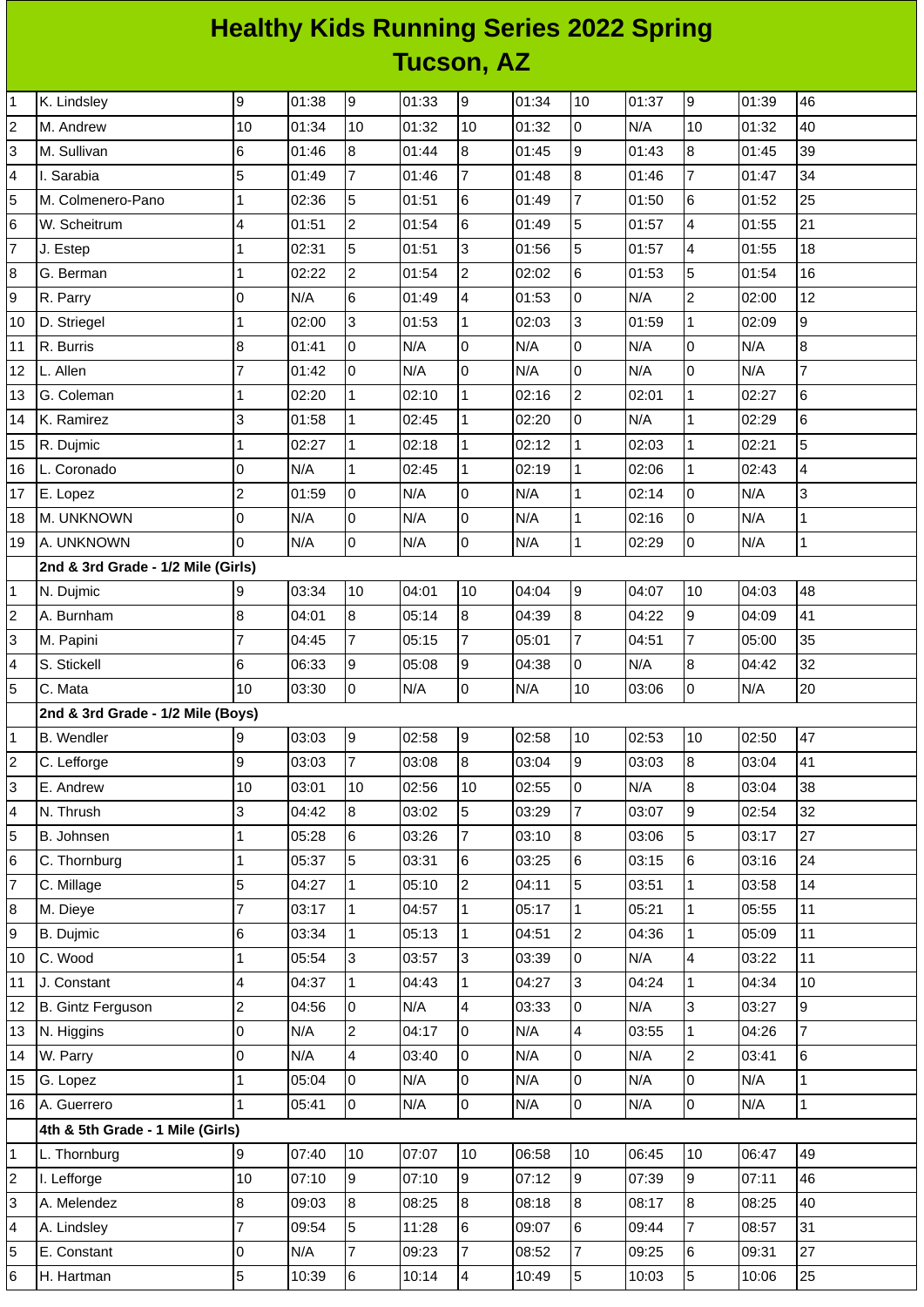# Healthy Kids Running Series 2022 Spring
## Tucson, AZ

| | | | | | | | | | | | | |
|---|---|---|---|---|---|---|---|---|---|---|---|---|
| 1 | K. Lindsley | 9 | 01:38 | 9 | 01:33 | 9 | 01:34 | 10 | 01:37 | 9 | 01:39 | 46 |
| 2 | M. Andrew | 10 | 01:34 | 10 | 01:32 | 10 | 01:32 | 0 | N/A | 10 | 01:32 | 40 |
| 3 | M. Sullivan | 6 | 01:46 | 8 | 01:44 | 8 | 01:45 | 9 | 01:43 | 8 | 01:45 | 39 |
| 4 | I. Sarabia | 5 | 01:49 | 7 | 01:46 | 7 | 01:48 | 8 | 01:46 | 7 | 01:47 | 34 |
| 5 | M. Colmenero-Pano | 1 | 02:36 | 5 | 01:51 | 6 | 01:49 | 7 | 01:50 | 6 | 01:52 | 25 |
| 6 | W. Scheitrum | 4 | 01:51 | 2 | 01:54 | 6 | 01:49 | 5 | 01:57 | 4 | 01:55 | 21 |
| 7 | J. Estep | 1 | 02:31 | 5 | 01:51 | 3 | 01:56 | 5 | 01:57 | 4 | 01:55 | 18 |
| 8 | G. Berman | 1 | 02:22 | 2 | 01:54 | 2 | 02:02 | 6 | 01:53 | 5 | 01:54 | 16 |
| 9 | R. Parry | 0 | N/A | 6 | 01:49 | 4 | 01:53 | 0 | N/A | 2 | 02:00 | 12 |
| 10 | D. Striegel | 1 | 02:00 | 3 | 01:53 | 1 | 02:03 | 3 | 01:59 | 1 | 02:09 | 9 |
| 11 | R. Burris | 8 | 01:41 | 0 | N/A | 0 | N/A | 0 | N/A | 0 | N/A | 8 |
| 12 | L. Allen | 7 | 01:42 | 0 | N/A | 0 | N/A | 0 | N/A | 0 | N/A | 7 |
| 13 | G. Coleman | 1 | 02:20 | 1 | 02:10 | 1 | 02:16 | 2 | 02:01 | 1 | 02:27 | 6 |
| 14 | K. Ramirez | 3 | 01:58 | 1 | 02:45 | 1 | 02:20 | 0 | N/A | 1 | 02:29 | 6 |
| 15 | R. Dujmic | 1 | 02:27 | 1 | 02:18 | 1 | 02:12 | 1 | 02:03 | 1 | 02:21 | 5 |
| 16 | L. Coronado | 0 | N/A | 1 | 02:45 | 1 | 02:19 | 1 | 02:06 | 1 | 02:43 | 4 |
| 17 | E. Lopez | 2 | 01:59 | 0 | N/A | 0 | N/A | 1 | 02:14 | 0 | N/A | 3 |
| 18 | M. UNKNOWN | 0 | N/A | 0 | N/A | 0 | N/A | 1 | 02:16 | 0 | N/A | 1 |
| 19 | A. UNKNOWN | 0 | N/A | 0 | N/A | 0 | N/A | 1 | 02:29 | 0 | N/A | 1 |
| | **2nd & 3rd Grade - 1/2 Mile (Girls)** | | | | | | | | | | | |
| 1 | N. Dujmic | 9 | 03:34 | 10 | 04:01 | 10 | 04:04 | 9 | 04:07 | 10 | 04:03 | 48 |
| 2 | A. Burnham | 8 | 04:01 | 8 | 05:14 | 8 | 04:39 | 8 | 04:22 | 9 | 04:09 | 41 |
| 3 | M. Papini | 7 | 04:45 | 7 | 05:15 | 7 | 05:01 | 7 | 04:51 | 7 | 05:00 | 35 |
| 4 | S. Stickell | 6 | 06:33 | 9 | 05:08 | 9 | 04:38 | 0 | N/A | 8 | 04:42 | 32 |
| 5 | C. Mata | 10 | 03:30 | 0 | N/A | 0 | N/A | 10 | 03:06 | 0 | N/A | 20 |
| | **2nd & 3rd Grade - 1/2 Mile (Boys)** | | | | | | | | | | | |
| 1 | B. Wendler | 9 | 03:03 | 9 | 02:58 | 9 | 02:58 | 10 | 02:53 | 10 | 02:50 | 47 |
| 2 | C. Lefforge | 9 | 03:03 | 7 | 03:08 | 8 | 03:04 | 9 | 03:03 | 8 | 03:04 | 41 |
| 3 | E. Andrew | 10 | 03:01 | 10 | 02:56 | 10 | 02:55 | 0 | N/A | 8 | 03:04 | 38 |
| 4 | N. Thrush | 3 | 04:42 | 8 | 03:02 | 5 | 03:29 | 7 | 03:07 | 9 | 02:54 | 32 |
| 5 | B. Johnsen | 1 | 05:28 | 6 | 03:26 | 7 | 03:10 | 8 | 03:06 | 5 | 03:17 | 27 |
| 6 | C. Thornburg | 1 | 05:37 | 5 | 03:31 | 6 | 03:25 | 6 | 03:15 | 6 | 03:16 | 24 |
| 7 | C. Millage | 5 | 04:27 | 1 | 05:10 | 2 | 04:11 | 5 | 03:51 | 1 | 03:58 | 14 |
| 8 | M. Dieye | 7 | 03:17 | 1 | 04:57 | 1 | 05:17 | 1 | 05:21 | 1 | 05:55 | 11 |
| 9 | B. Dujmic | 6 | 03:34 | 1 | 05:13 | 1 | 04:51 | 2 | 04:36 | 1 | 05:09 | 11 |
| 10 | C. Wood | 1 | 05:54 | 3 | 03:57 | 3 | 03:39 | 0 | N/A | 4 | 03:22 | 11 |
| 11 | J. Constant | 4 | 04:37 | 1 | 04:43 | 1 | 04:27 | 3 | 04:24 | 1 | 04:34 | 10 |
| 12 | B. Gintz Ferguson | 2 | 04:56 | 0 | N/A | 4 | 03:33 | 0 | N/A | 3 | 03:27 | 9 |
| 13 | N. Higgins | 0 | N/A | 2 | 04:17 | 0 | N/A | 4 | 03:55 | 1 | 04:26 | 7 |
| 14 | W. Parry | 0 | N/A | 4 | 03:40 | 0 | N/A | 0 | N/A | 2 | 03:41 | 6 |
| 15 | G. Lopez | 1 | 05:04 | 0 | N/A | 0 | N/A | 0 | N/A | 0 | N/A | 1 |
| 16 | A. Guerrero | 1 | 05:41 | 0 | N/A | 0 | N/A | 0 | N/A | 0 | N/A | 1 |
| | **4th & 5th Grade - 1 Mile (Girls)** | | | | | | | | | | | |
| 1 | L. Thornburg | 9 | 07:40 | 10 | 07:07 | 10 | 06:58 | 10 | 06:45 | 10 | 06:47 | 49 |
| 2 | I. Lefforge | 10 | 07:10 | 9 | 07:10 | 9 | 07:12 | 9 | 07:39 | 9 | 07:11 | 46 |
| 3 | A. Melendez | 8 | 09:03 | 8 | 08:25 | 8 | 08:18 | 8 | 08:17 | 8 | 08:25 | 40 |
| 4 | A. Lindsley | 7 | 09:54 | 5 | 11:28 | 6 | 09:07 | 6 | 09:44 | 7 | 08:57 | 31 |
| 5 | E. Constant | 0 | N/A | 7 | 09:23 | 7 | 08:52 | 7 | 09:25 | 6 | 09:31 | 27 |
| 6 | H. Hartman | 5 | 10:39 | 6 | 10:14 | 4 | 10:49 | 5 | 10:03 | 5 | 10:06 | 25 |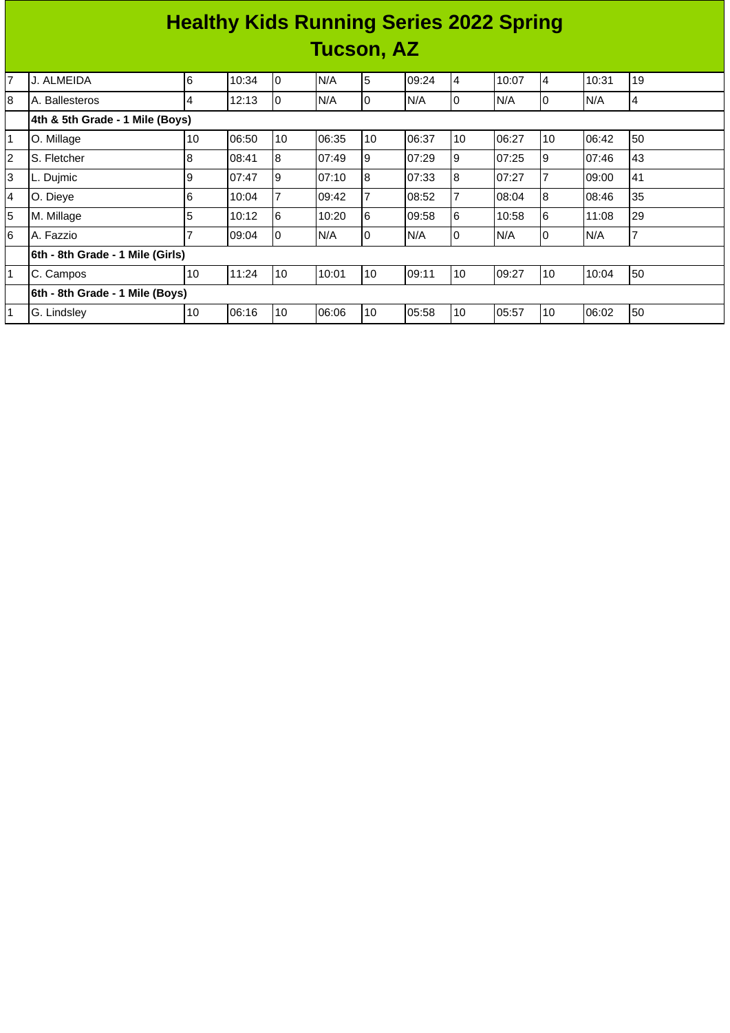# Healthy Kids Running Series 2022 Spring
## Tucson, AZ

| | | | | | | | | | | | | |
|---|---|---|---|---|---|---|---|---|---|---|---|---|
| 7 | J. ALMEIDA | 6 | 10:34 | 0 | N/A | 5 | 09:24 | 4 | 10:07 | 4 | 10:31 | 19 |
| 8 | A. Ballesteros | 4 | 12:13 | 0 | N/A | 0 | N/A | 0 | N/A | 0 | N/A | 4 |
| | **4th & 5th Grade - 1 Mile (Boys)** | | | | | | | | | | | |
| 1 | O. Millage | 10 | 06:50 | 10 | 06:35 | 10 | 06:37 | 10 | 06:27 | 10 | 06:42 | 50 |
| 2 | S. Fletcher | 8 | 08:41 | 8 | 07:49 | 9 | 07:29 | 9 | 07:25 | 9 | 07:46 | 43 |
| 3 | L. Dujmic | 9 | 07:47 | 9 | 07:10 | 8 | 07:33 | 8 | 07:27 | 7 | 09:00 | 41 |
| 4 | O. Dieye | 6 | 10:04 | 7 | 09:42 | 7 | 08:52 | 7 | 08:04 | 8 | 08:46 | 35 |
| 5 | M. Millage | 5 | 10:12 | 6 | 10:20 | 6 | 09:58 | 6 | 10:58 | 6 | 11:08 | 29 |
| 6 | A. Fazzio | 7 | 09:04 | 0 | N/A | 0 | N/A | 0 | N/A | 0 | N/A | 7 |
| | **6th - 8th Grade - 1 Mile (Girls)** | | | | | | | | | | | |
| 1 | C. Campos | 10 | 11:24 | 10 | 10:01 | 10 | 09:11 | 10 | 09:27 | 10 | 10:04 | 50 |
| | **6th - 8th Grade - 1 Mile (Boys)** | | | | | | | | | | | |
| 1 | G. Lindsley | 10 | 06:16 | 10 | 06:06 | 10 | 05:58 | 10 | 05:57 | 10 | 06:02 | 50 |